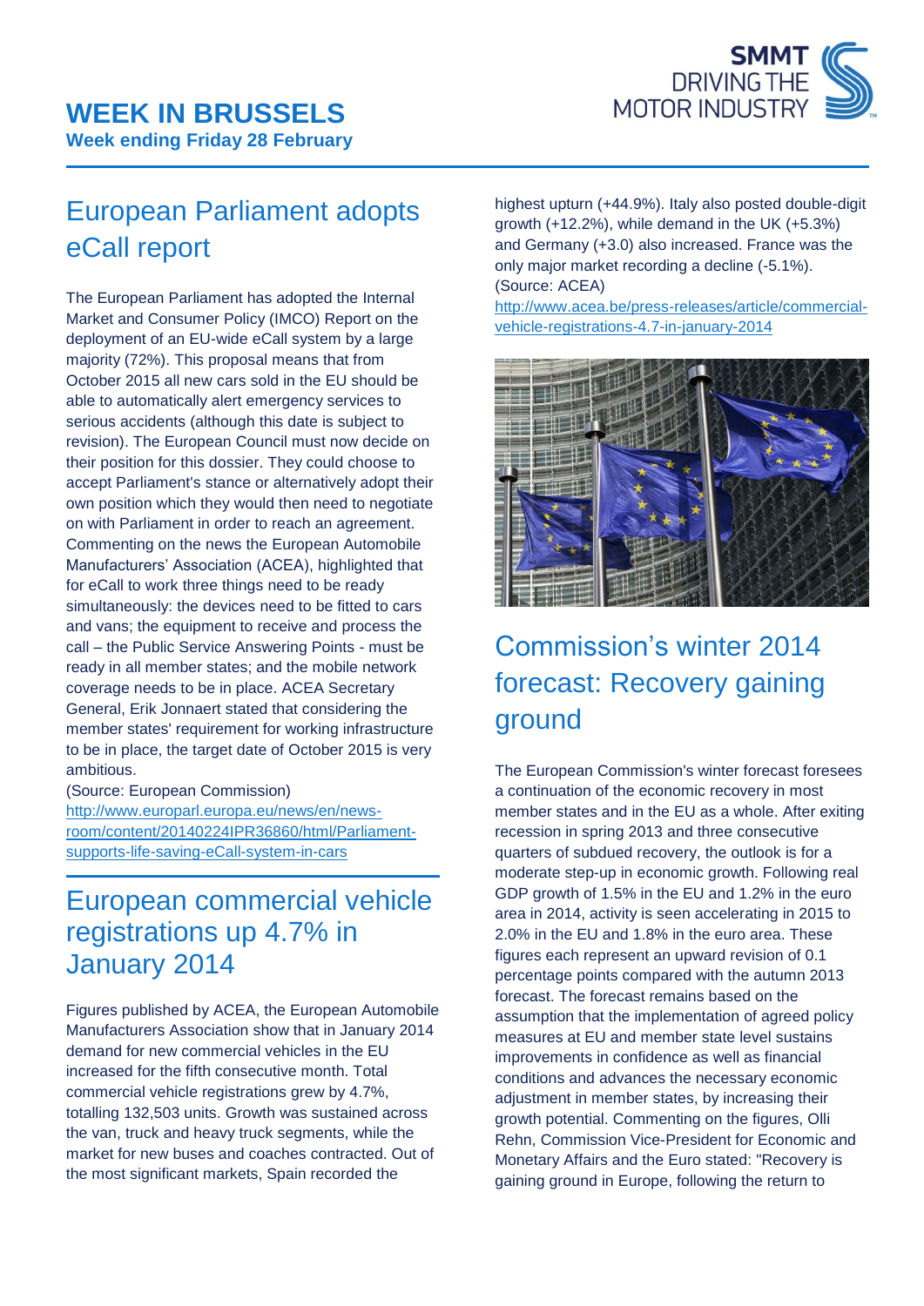# WEEK IN BRUSSELS

**Week ending Friday 28 February**

## European Parliament adopts eCall report

The European Parliament has adopted the Internal Market and Consumer Policy (IMCO) Report on the deployment of an EU-wide eCall system by a large majority (72%). This proposal means that from October 2015 all new cars sold in the EU should be able to automatically alert emergency services to serious accidents (although this date is subject to revision). The European Council must now decide on their position for this dossier. They could choose to accept Parliament's stance or alternatively adopt their own position which they would then need to negotiate on with Parliament in order to reach an agreement. Commenting on the news the European Automobile Manufacturers' Association (ACEA), highlighted that for eCall to work three things need to be ready simultaneously: the devices need to be fitted to cars and vans; the equipment to receive and process the call – the Public Service Answering Points - must be ready in all member states; and the mobile network coverage needs to be in place. ACEA Secretary General, Erik Jonnaert stated that considering the member states' requirement for working infrastructure to be in place, the target date of October 2015 is very ambitious.

(Source: European Commission)
http://www.europarl.europa.eu/news/en/news-room/content/20140224IPR36860/html/Parliament-supports-life-saving-eCall-system-in-cars

## European commercial vehicle registrations up 4.7% in January 2014

Figures published by ACEA, the European Automobile Manufacturers Association show that in January 2014 demand for new commercial vehicles in the EU increased for the fifth consecutive month. Total commercial vehicle registrations grew by 4.7%, totalling 132,503 units. Growth was sustained across the van, truck and heavy truck segments, while the market for new buses and coaches contracted. Out of the most significant markets, Spain recorded the highest upturn (+44.9%). Italy also posted double-digit growth (+12.2%), while demand in the UK (+5.3%) and Germany (+3.0) also increased. France was the only major market recording a decline (-5.1%).

(Source: ACEA)
http://www.acea.be/press-releases/article/commercial-vehicle-registrations-4.7-in-january-2014

## Commission's winter 2014 forecast: Recovery gaining ground

The European Commission's winter forecast foresees a continuation of the economic recovery in most member states and in the EU as a whole. After exiting recession in spring 2013 and three consecutive quarters of subdued recovery, the outlook is for a moderate step-up in economic growth. Following real GDP growth of 1.5% in the EU and 1.2% in the euro area in 2014, activity is seen accelerating in 2015 to 2.0% in the EU and 1.8% in the euro area. These figures each represent an upward revision of 0.1 percentage points compared with the autumn 2013 forecast. The forecast remains based on the assumption that the implementation of agreed policy measures at EU and member state level sustains improvements in confidence as well as financial conditions and advances the necessary economic adjustment in member states, by increasing their growth potential. Commenting on the figures, Olli Rehn, Commission Vice-President for Economic and Monetary Affairs and the Euro stated: "Recovery is gaining ground in Europe, following the return to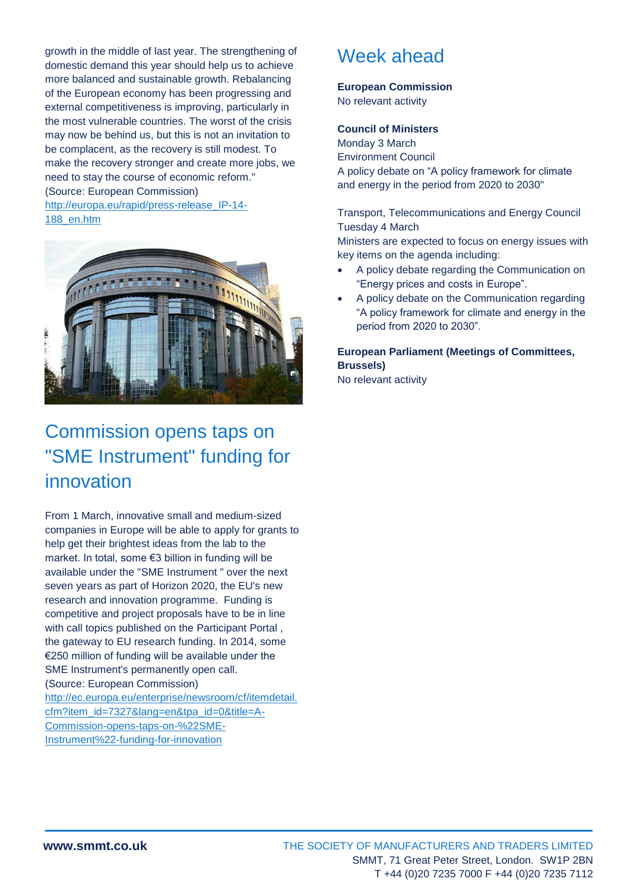growth in the middle of last year. The strengthening of domestic demand this year should help us to achieve more balanced and sustainable growth. Rebalancing of the European economy has been progressing and external competitiveness is improving, particularly in the most vulnerable countries. The worst of the crisis may now be behind us, but this is not an invitation to be complacent, as the recovery is still modest. To make the recovery stronger and create more jobs, we need to stay the course of economic reform."
(Source: European Commission)
http://europa.eu/rapid/press-release_IP-14-188_en.htm

## Commission opens taps on "SME Instrument" funding for innovation

From 1 March, innovative small and medium-sized companies in Europe will be able to apply for grants to help get their brightest ideas from the lab to the market. In total, some €3 billion in funding will be available under the "SME Instrument " over the next seven years as part of Horizon 2020, the EU's new research and innovation programme. Funding is competitive and project proposals have to be in line with call topics published on the Participant Portal , the gateway to EU research funding. In 2014, some €250 million of funding will be available under the SME Instrument's permanently open call.
(Source: European Commission)
http://ec.europa.eu/enterprise/newsroom/cf/itemdetail.cfm?item_id=7327&lang=en&tpa_id=0&title=A-Commission-opens-taps-on-%22SME-Instrument%22-funding-for-innovation

## Week ahead

**European Commission**
No relevant activity

**Council of Ministers**
Monday 3 March
Environment Council
A policy debate on "A policy framework for climate and energy in the period from 2020 to 2030"

Transport, Telecommunications and Energy Council
Tuesday 4 March
Ministers are expected to focus on energy issues with key items on the agenda including:

- A policy debate regarding the Communication on "Energy prices and costs in Europe".
- A policy debate on the Communication regarding "A policy framework for climate and energy in the period from 2020 to 2030".

**European Parliament (Meetings of Committees, Brussels)**
No relevant activity

www.smmt.co.uk

THE SOCIETY OF MANUFACTURERS AND TRADERS LIMITED
SMMT, 71 Great Peter Street, London. SW1P 2BN
T +44 (0)20 7235 7000 F +44 (0)20 7235 7112